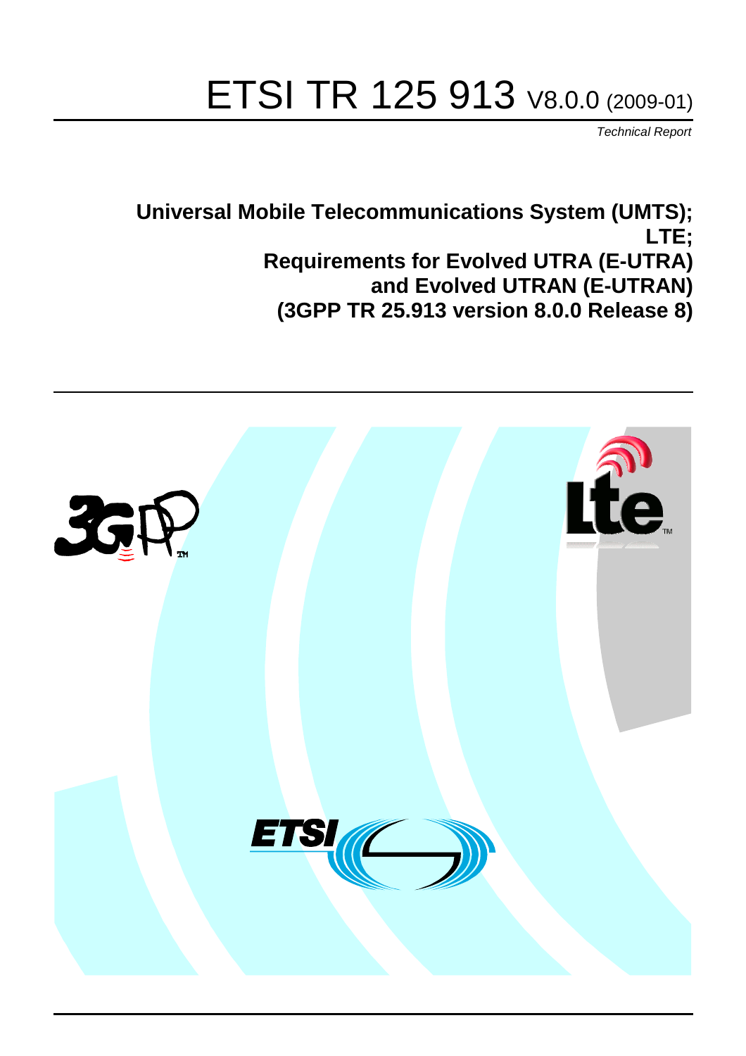# ETSI TR 125 913 V8.0.0 (2009-01)

*Technical Report*

**Universal Mobile Telecommunications System (UMTS); LTE; Requirements for Evolved UTRA (E-UTRA) and Evolved UTRAN (E-UTRAN) (3GPP TR 25.913 version 8.0.0 Release 8)**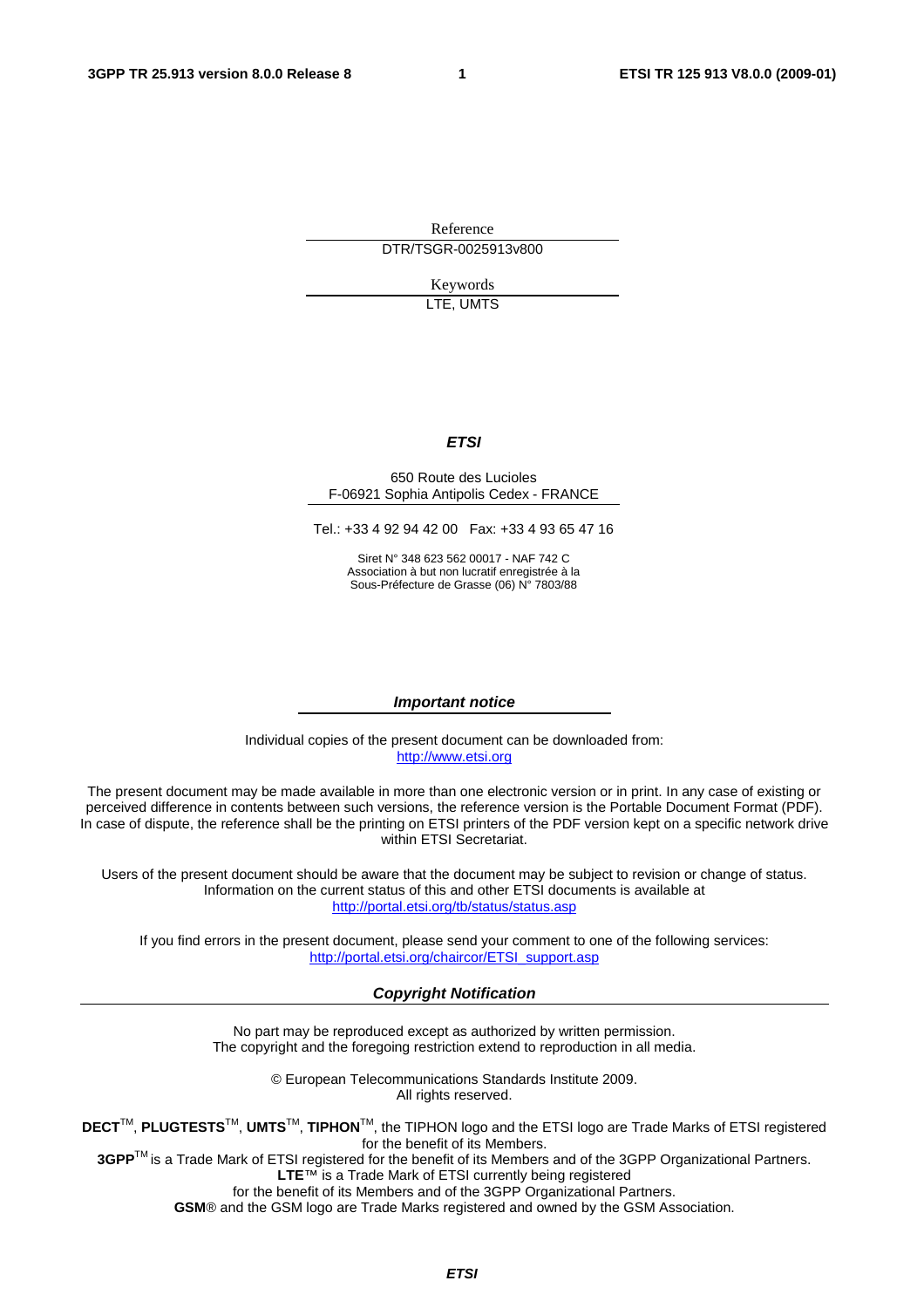Reference

DTR/TSGR-0025913v800

Keywords

LTE, UMTS

***ETSI***

650 Route des Lucioles
F-06921 Sophia Antipolis Cedex - FRANCE

Tel.: +33 4 92 94 42 00   Fax: +33 4 93 65 47 16

Siret N° 348 623 562 00017 - NAF 742 C
Association à but non lucratif enregistrée à la
Sous-Préfecture de Grasse (06) N° 7803/88

***Important notice***

Individual copies of the present document can be downloaded from:
http://www.etsi.org

The present document may be made available in more than one electronic version or in print. In any case of existing or perceived difference in contents between such versions, the reference version is the Portable Document Format (PDF). In case of dispute, the reference shall be the printing on ETSI printers of the PDF version kept on a specific network drive within ETSI Secretariat.

Users of the present document should be aware that the document may be subject to revision or change of status. Information on the current status of this and other ETSI documents is available at
http://portal.etsi.org/tb/status/status.asp

If you find errors in the present document, please send your comment to one of the following services:
http://portal.etsi.org/chaircor/ETSI_support.asp

***Copyright Notification***

No part may be reproduced except as authorized by written permission.
The copyright and the foregoing restriction extend to reproduction in all media.

© European Telecommunications Standards Institute 2009.
All rights reserved.

**DECT**™, **PLUGTESTS**™, **UMTS**™, **TIPHON**™, the TIPHON logo and the ETSI logo are Trade Marks of ETSI registered for the benefit of its Members.
**3GPP**™ is a Trade Mark of ETSI registered for the benefit of its Members and of the 3GPP Organizational Partners.
**LTE**™ is a Trade Mark of ETSI currently being registered
for the benefit of its Members and of the 3GPP Organizational Partners.
**GSM**® and the GSM logo are Trade Marks registered and owned by the GSM Association.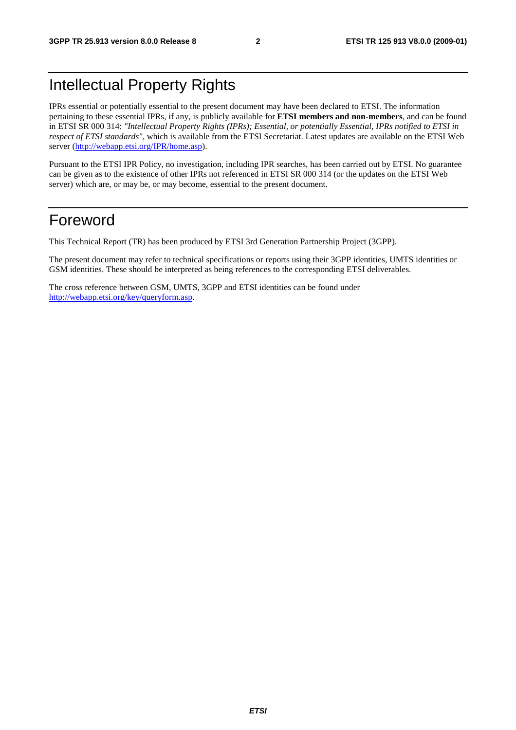# Intellectual Property Rights

IPRs essential or potentially essential to the present document may have been declared to ETSI. The information pertaining to these essential IPRs, if any, is publicly available for **ETSI members and non-members**, and can be found in ETSI SR 000 314: *"Intellectual Property Rights (IPRs); Essential, or potentially Essential, IPRs notified to ETSI in respect of ETSI standards"*, which is available from the ETSI Secretariat. Latest updates are available on the ETSI Web server (http://webapp.etsi.org/IPR/home.asp).

Pursuant to the ETSI IPR Policy, no investigation, including IPR searches, has been carried out by ETSI. No guarantee can be given as to the existence of other IPRs not referenced in ETSI SR 000 314 (or the updates on the ETSI Web server) which are, or may be, or may become, essential to the present document.

# Foreword

This Technical Report (TR) has been produced by ETSI 3rd Generation Partnership Project (3GPP).

The present document may refer to technical specifications or reports using their 3GPP identities, UMTS identities or GSM identities. These should be interpreted as being references to the corresponding ETSI deliverables.

The cross reference between GSM, UMTS, 3GPP and ETSI identities can be found under http://webapp.etsi.org/key/queryform.asp.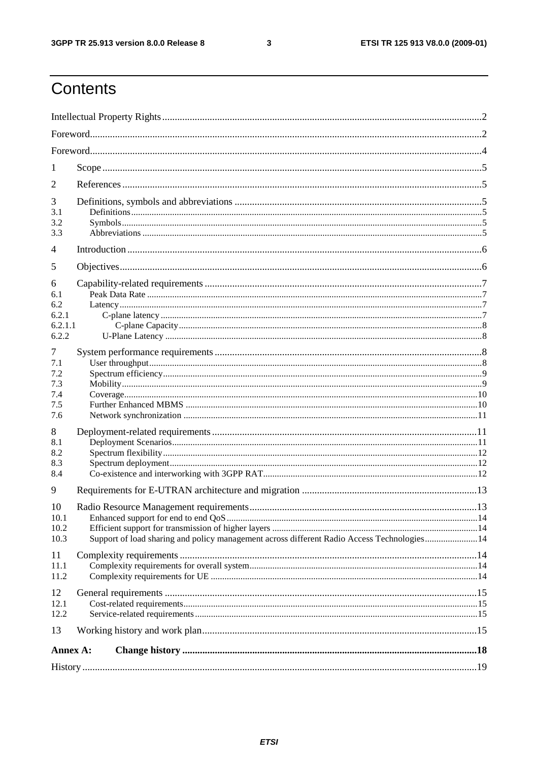# Contents

Intellectual Property Rights ..... 2

Foreword ..... 2

Foreword ..... 4

1 Scope ..... 5

2 References ..... 5

3 Definitions, symbols and abbreviations ..... 5
- 3.1 Definitions ..... 5
- 3.2 Symbols ..... 5
- 3.3 Abbreviations ..... 5

4 Introduction ..... 6

5 Objectives ..... 6

6 Capability-related requirements ..... 7
- 6.1 Peak Data Rate ..... 7
- 6.2 Latency ..... 7
- 6.2.1 C-plane latency ..... 7
- 6.2.1.1 C-plane Capacity ..... 8
- 6.2.2 U-Plane Latency ..... 8

7 System performance requirements ..... 8
- 7.1 User throughput ..... 8
- 7.2 Spectrum efficiency ..... 9
- 7.3 Mobility ..... 9
- 7.4 Coverage ..... 10
- 7.5 Further Enhanced MBMS ..... 10
- 7.6 Network synchronization ..... 11

8 Deployment-related requirements ..... 11
- 8.1 Deployment Scenarios ..... 11
- 8.2 Spectrum flexibility ..... 12
- 8.3 Spectrum deployment ..... 12
- 8.4 Co-existence and interworking with 3GPP RAT ..... 12

9 Requirements for E-UTRAN architecture and migration ..... 13

10 Radio Resource Management requirements ..... 13
- 10.1 Enhanced support for end to end QoS ..... 14
- 10.2 Efficient support for transmission of higher layers ..... 14
- 10.3 Support of load sharing and policy management across different Radio Access Technologies ..... 14

11 Complexity requirements ..... 14
- 11.1 Complexity requirements for overall system ..... 14
- 11.2 Complexity requirements for UE ..... 14

12 General requirements ..... 15
- 12.1 Cost-related requirements ..... 15
- 12.2 Service-related requirements ..... 15

13 Working history and work plan ..... 15

**Annex A: Change history ..... 18**

History ..... 19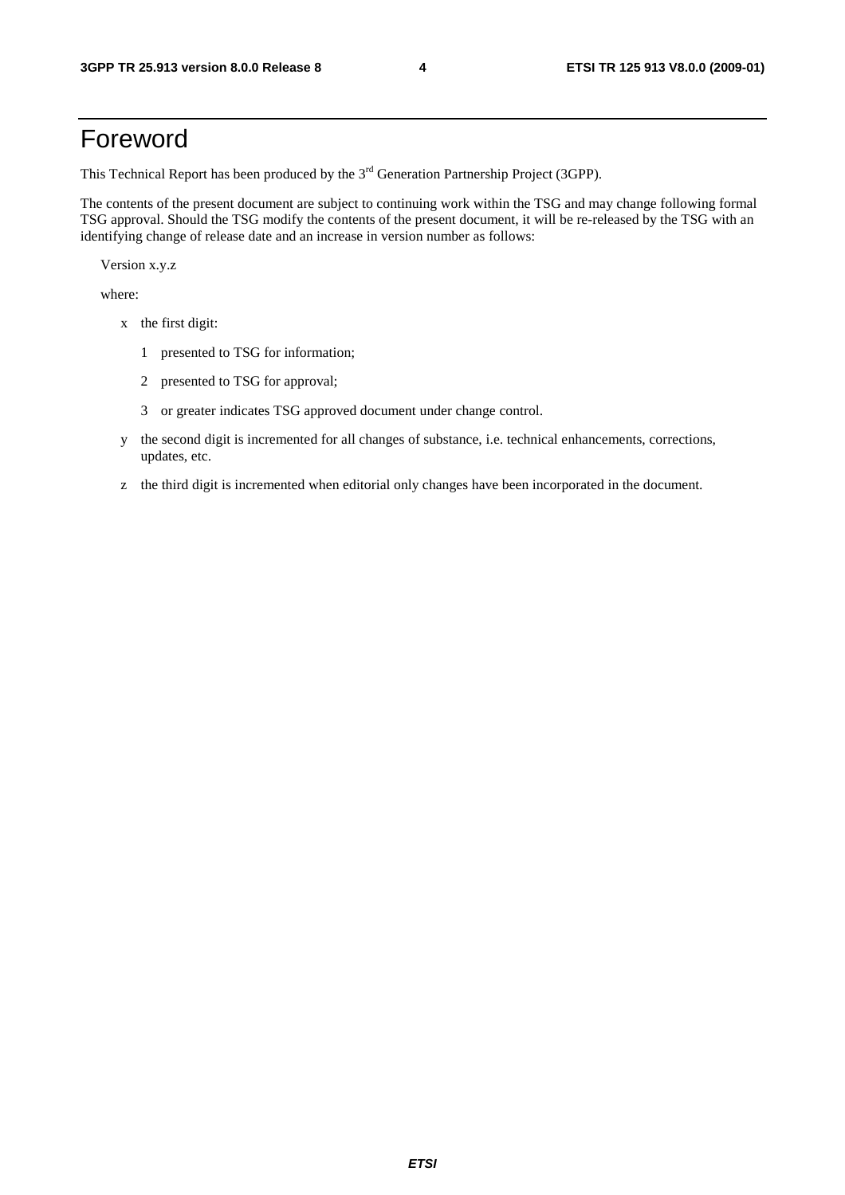# Foreword

This Technical Report has been produced by the 3rd Generation Partnership Project (3GPP).

The contents of the present document are subject to continuing work within the TSG and may change following formal TSG approval. Should the TSG modify the contents of the present document, it will be re-released by the TSG with an identifying change of release date and an increase in version number as follows:

Version x.y.z

where:

- x the first digit:
  - 1 presented to TSG for information;
  - 2 presented to TSG for approval;
  - 3 or greater indicates TSG approved document under change control.
- y the second digit is incremented for all changes of substance, i.e. technical enhancements, corrections, updates, etc.
- z the third digit is incremented when editorial only changes have been incorporated in the document.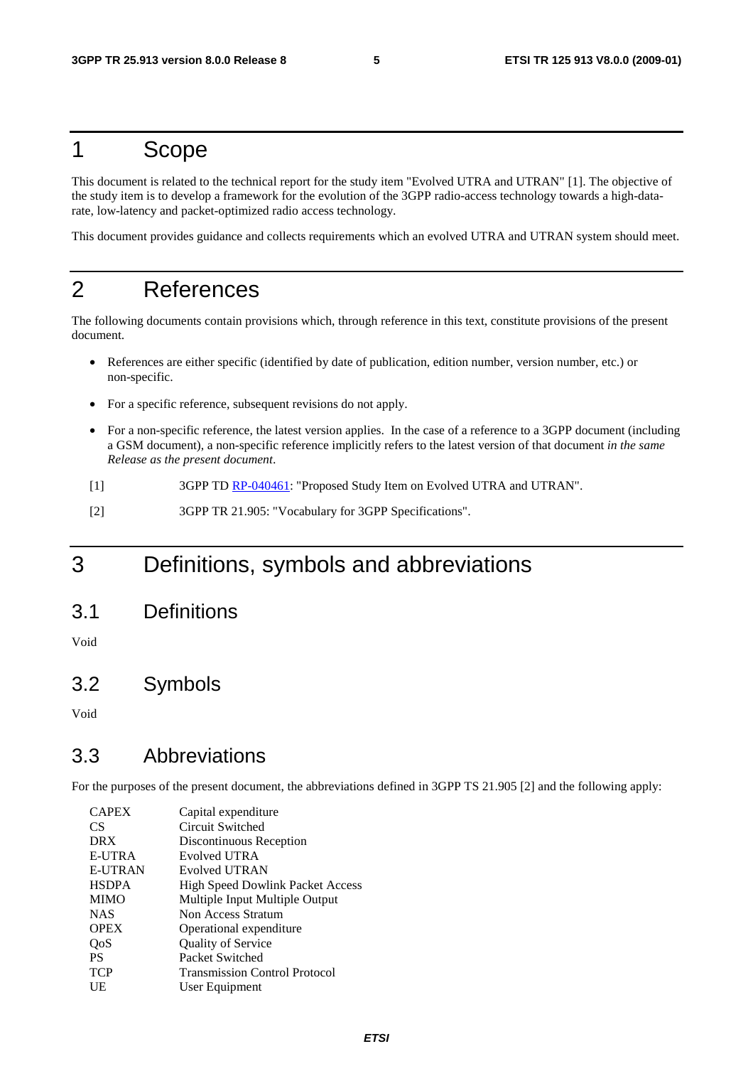# 1 Scope

This document is related to the technical report for the study item "Evolved UTRA and UTRAN" [1]. The objective of the study item is to develop a framework for the evolution of the 3GPP radio-access technology towards a high-data-rate, low-latency and packet-optimized radio access technology.

This document provides guidance and collects requirements which an evolved UTRA and UTRAN system should meet.

# 2 References

The following documents contain provisions which, through reference in this text, constitute provisions of the present document.

- References are either specific (identified by date of publication, edition number, version number, etc.) or non-specific.
- For a specific reference, subsequent revisions do not apply.
- For a non-specific reference, the latest version applies. In the case of a reference to a 3GPP document (including a GSM document), a non-specific reference implicitly refers to the latest version of that document *in the same Release as the present document*.

[1] 3GPP TD RP-040461: "Proposed Study Item on Evolved UTRA and UTRAN".

[2] 3GPP TR 21.905: "Vocabulary for 3GPP Specifications".

# 3 Definitions, symbols and abbreviations

## 3.1 Definitions

Void

## 3.2 Symbols

Void

## 3.3 Abbreviations

For the purposes of the present document, the abbreviations defined in 3GPP TS 21.905 [2] and the following apply:

| | |
|---|---|
| CAPEX | Capital expenditure |
| CS | Circuit Switched |
| DRX | Discontinuous Reception |
| E-UTRA | Evolved UTRA |
| E-UTRAN | Evolved UTRAN |
| HSDPA | High Speed Dowlink Packet Access |
| MIMO | Multiple Input Multiple Output |
| NAS | Non Access Stratum |
| OPEX | Operational expenditure |
| QoS | Quality of Service |
| PS | Packet Switched |
| TCP | Transmission Control Protocol |
| UE | User Equipment |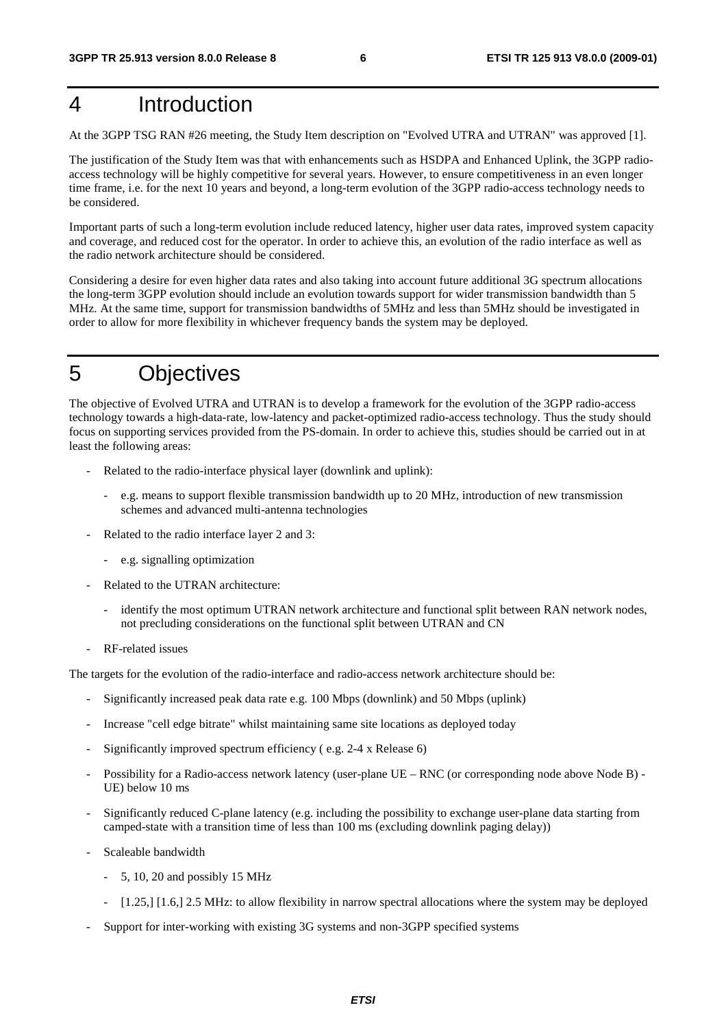# 4 Introduction

At the 3GPP TSG RAN #26 meeting, the Study Item description on "Evolved UTRA and UTRAN" was approved [1].

The justification of the Study Item was that with enhancements such as HSDPA and Enhanced Uplink, the 3GPP radio-access technology will be highly competitive for several years. However, to ensure competitiveness in an even longer time frame, i.e. for the next 10 years and beyond, a long-term evolution of the 3GPP radio-access technology needs to be considered.

Important parts of such a long-term evolution include reduced latency, higher user data rates, improved system capacity and coverage, and reduced cost for the operator. In order to achieve this, an evolution of the radio interface as well as the radio network architecture should be considered.

Considering a desire for even higher data rates and also taking into account future additional 3G spectrum allocations the long-term 3GPP evolution should include an evolution towards support for wider transmission bandwidth than 5 MHz. At the same time, support for transmission bandwidths of 5MHz and less than 5MHz should be investigated in order to allow for more flexibility in whichever frequency bands the system may be deployed.

# 5 Objectives

The objective of Evolved UTRA and UTRAN is to develop a framework for the evolution of the 3GPP radio-access technology towards a high-data-rate, low-latency and packet-optimized radio-access technology. Thus the study should focus on supporting services provided from the PS-domain. In order to achieve this, studies should be carried out in at least the following areas:

- Related to the radio-interface physical layer (downlink and uplink):
  - e.g. means to support flexible transmission bandwidth up to 20 MHz, introduction of new transmission schemes and advanced multi-antenna technologies
- Related to the radio interface layer 2 and 3:
  - e.g. signalling optimization
- Related to the UTRAN architecture:
  - identify the most optimum UTRAN network architecture and functional split between RAN network nodes, not precluding considerations on the functional split between UTRAN and CN
- RF-related issues

The targets for the evolution of the radio-interface and radio-access network architecture should be:

- Significantly increased peak data rate e.g. 100 Mbps (downlink) and 50 Mbps (uplink)
- Increase "cell edge bitrate" whilst maintaining same site locations as deployed today
- Significantly improved spectrum efficiency ( e.g. 2-4 x Release 6)
- Possibility for a Radio-access network latency (user-plane UE – RNC (or corresponding node above Node B) - UE) below 10 ms
- Significantly reduced C-plane latency (e.g. including the possibility to exchange user-plane data starting from camped-state with a transition time of less than 100 ms (excluding downlink paging delay))
- Scaleable bandwidth
  - 5, 10, 20 and possibly 15 MHz
  - [1.25,] [1.6,] 2.5 MHz: to allow flexibility in narrow spectral allocations where the system may be deployed
- Support for inter-working with existing 3G systems and non-3GPP specified systems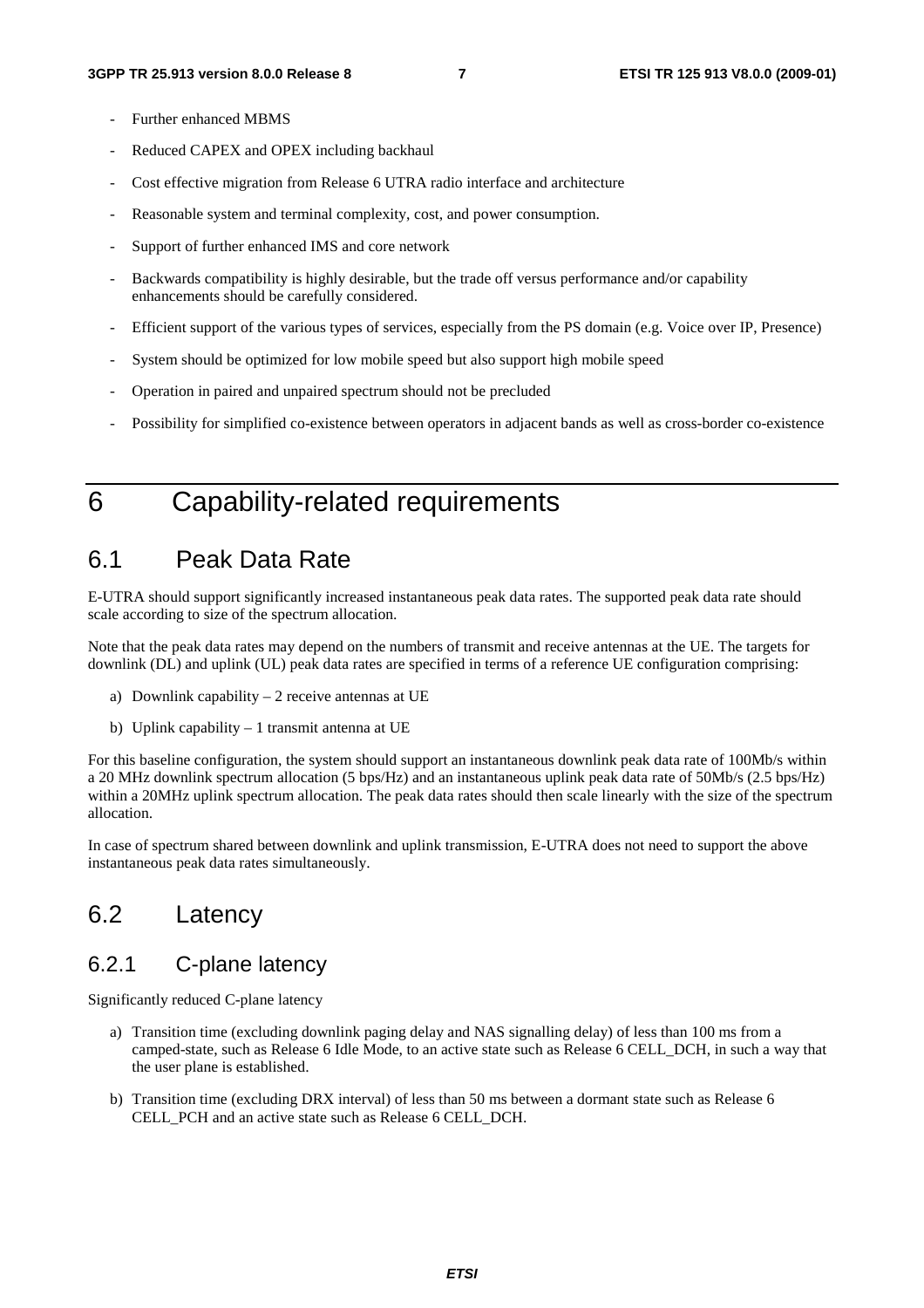- Further enhanced MBMS
- Reduced CAPEX and OPEX including backhaul
- Cost effective migration from Release 6 UTRA radio interface and architecture
- Reasonable system and terminal complexity, cost, and power consumption.
- Support of further enhanced IMS and core network
- Backwards compatibility is highly desirable, but the trade off versus performance and/or capability enhancements should be carefully considered.
- Efficient support of the various types of services, especially from the PS domain (e.g. Voice over IP, Presence)
- System should be optimized for low mobile speed but also support high mobile speed
- Operation in paired and unpaired spectrum should not be precluded
- Possibility for simplified co-existence between operators in adjacent bands as well as cross-border co-existence

# 6 Capability-related requirements

## 6.1 Peak Data Rate

E-UTRA should support significantly increased instantaneous peak data rates. The supported peak data rate should scale according to size of the spectrum allocation.

Note that the peak data rates may depend on the numbers of transmit and receive antennas at the UE. The targets for downlink (DL) and uplink (UL) peak data rates are specified in terms of a reference UE configuration comprising:

a) Downlink capability – 2 receive antennas at UE

b) Uplink capability – 1 transmit antenna at UE

For this baseline configuration, the system should support an instantaneous downlink peak data rate of 100Mb/s within a 20 MHz downlink spectrum allocation (5 bps/Hz) and an instantaneous uplink peak data rate of 50Mb/s (2.5 bps/Hz) within a 20MHz uplink spectrum allocation. The peak data rates should then scale linearly with the size of the spectrum allocation.

In case of spectrum shared between downlink and uplink transmission, E-UTRA does not need to support the above instantaneous peak data rates simultaneously.

## 6.2 Latency

### 6.2.1 C-plane latency

Significantly reduced C-plane latency

a) Transition time (excluding downlink paging delay and NAS signalling delay) of less than 100 ms from a camped-state, such as Release 6 Idle Mode, to an active state such as Release 6 CELL_DCH, in such a way that the user plane is established.

b) Transition time (excluding DRX interval) of less than 50 ms between a dormant state such as Release 6 CELL_PCH and an active state such as Release 6 CELL_DCH.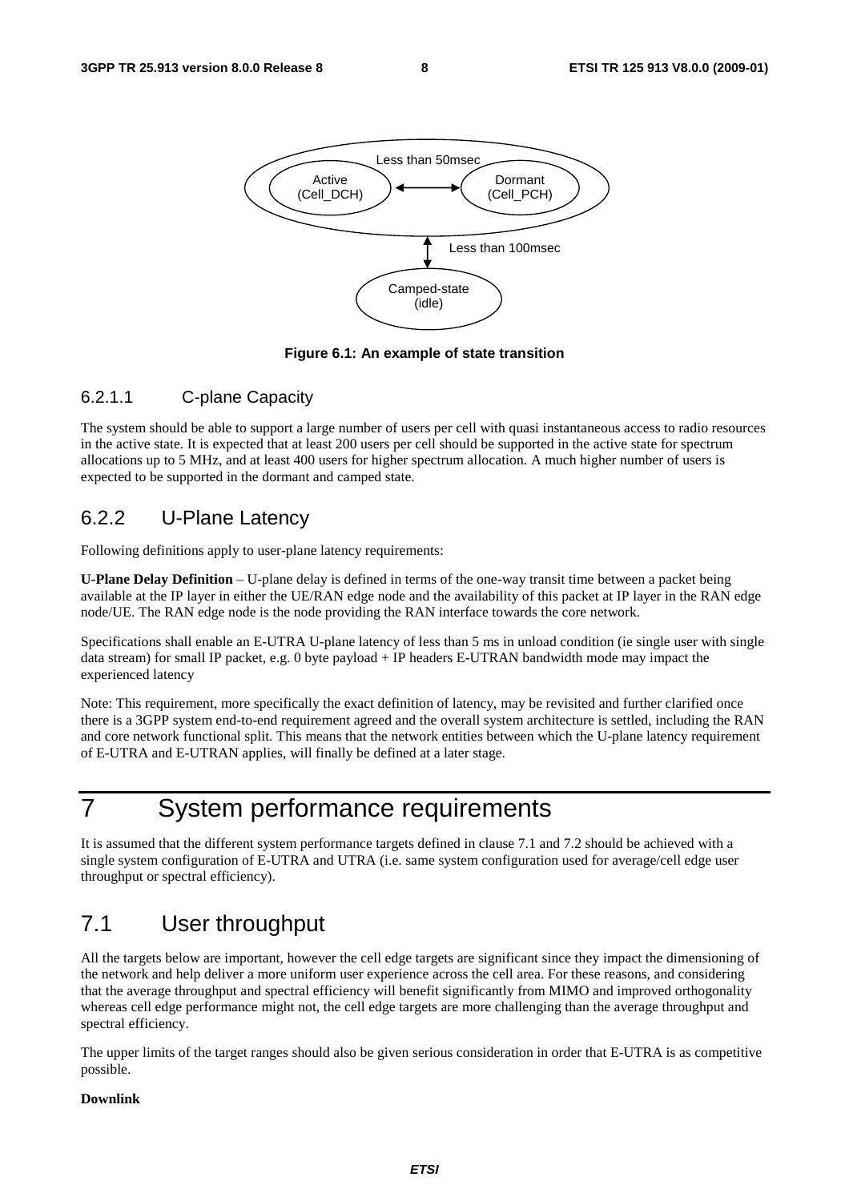Figure 6.1: An example of state transition

#### 6.2.1.1 C-plane Capacity

The system should be able to support a large number of users per cell with quasi instantaneous access to radio resources in the active state. It is expected that at least 200 users per cell should be supported in the active state for spectrum allocations up to 5 MHz, and at least 400 users for higher spectrum allocation. A much higher number of users is expected to be supported in the dormant and camped state.

### 6.2.2 U-Plane Latency

Following definitions apply to user-plane latency requirements:

**U-Plane Delay Definition** – U-plane delay is defined in terms of the one-way transit time between a packet being available at the IP layer in either the UE/RAN edge node and the availability of this packet at IP layer in the RAN edge node/UE. The RAN edge node is the node providing the RAN interface towards the core network.

Specifications shall enable an E-UTRA U-plane latency of less than 5 ms in unload condition (ie single user with single data stream) for small IP packet, e.g. 0 byte payload + IP headers E-UTRAN bandwidth mode may impact the experienced latency

Note: This requirement, more specifically the exact definition of latency, may be revisited and further clarified once there is a 3GPP system end-to-end requirement agreed and the overall system architecture is settled, including the RAN and core network functional split. This means that the network entities between which the U-plane latency requirement of E-UTRA and E-UTRAN applies, will finally be defined at a later stage.

# 7 System performance requirements

It is assumed that the different system performance targets defined in clause 7.1 and 7.2 should be achieved with a single system configuration of E-UTRA and UTRA (i.e. same system configuration used for average/cell edge user throughput or spectral efficiency).

## 7.1 User throughput

All the targets below are important, however the cell edge targets are significant since they impact the dimensioning of the network and help deliver a more uniform user experience across the cell area. For these reasons, and considering that the average throughput and spectral efficiency will benefit significantly from MIMO and improved orthogonality whereas cell edge performance might not, the cell edge targets are more challenging than the average throughput and spectral efficiency.

The upper limits of the target ranges should also be given serious consideration in order that E-UTRA is as competitive possible.

**Downlink**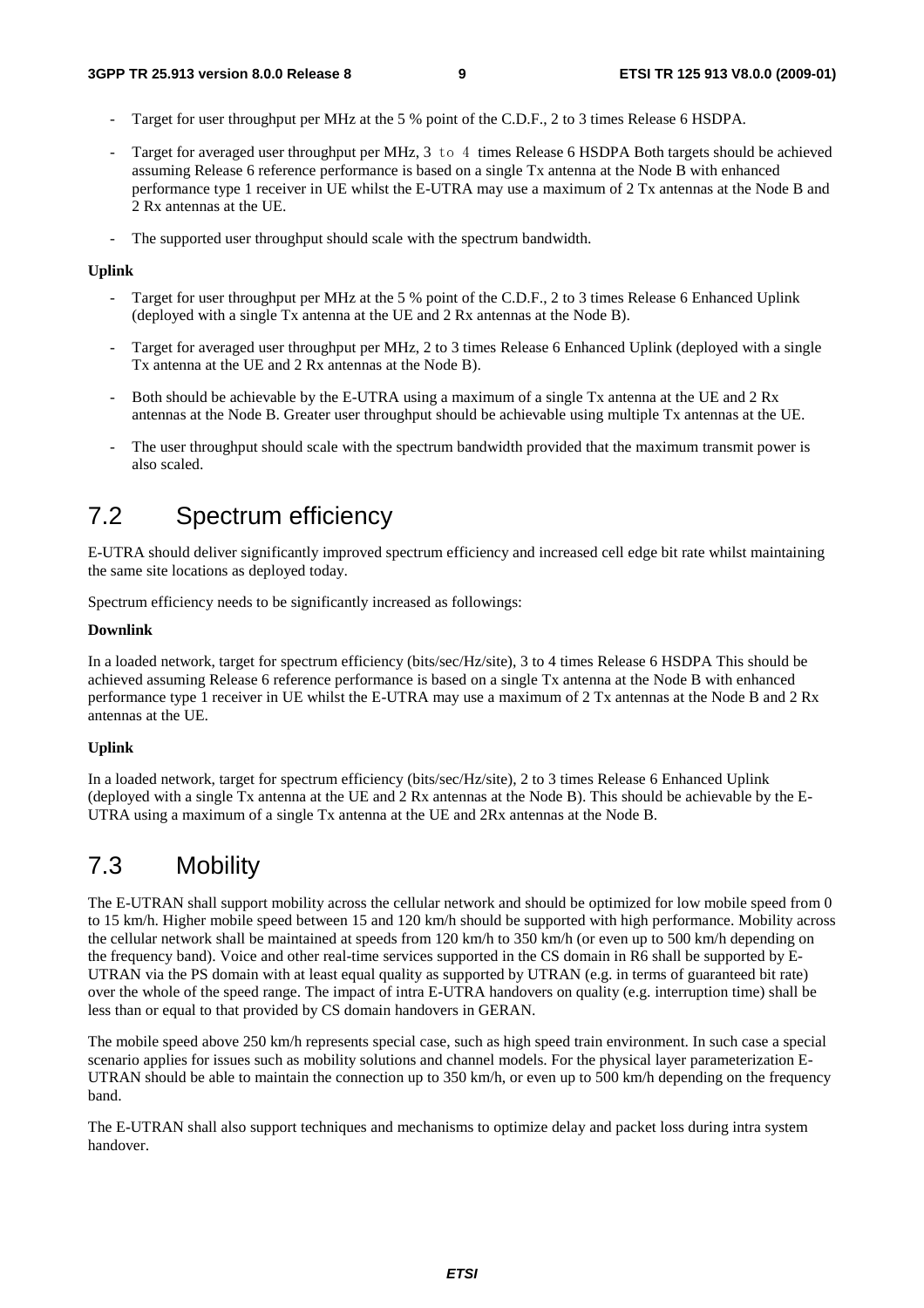- Target for user throughput per MHz at the 5 % point of the C.D.F., 2 to 3 times Release 6 HSDPA.
- Target for averaged user throughput per MHz, 3 to 4 times Release 6 HSDPA Both targets should be achieved assuming Release 6 reference performance is based on a single Tx antenna at the Node B with enhanced performance type 1 receiver in UE whilst the E-UTRA may use a maximum of 2 Tx antennas at the Node B and 2 Rx antennas at the UE.
- The supported user throughput should scale with the spectrum bandwidth.

**Uplink**

- Target for user throughput per MHz at the 5 % point of the C.D.F., 2 to 3 times Release 6 Enhanced Uplink (deployed with a single Tx antenna at the UE and 2 Rx antennas at the Node B).
- Target for averaged user throughput per MHz, 2 to 3 times Release 6 Enhanced Uplink (deployed with a single Tx antenna at the UE and 2 Rx antennas at the Node B).
- Both should be achievable by the E-UTRA using a maximum of a single Tx antenna at the UE and 2 Rx antennas at the Node B. Greater user throughput should be achievable using multiple Tx antennas at the UE.
- The user throughput should scale with the spectrum bandwidth provided that the maximum transmit power is also scaled.

## 7.2 Spectrum efficiency

E-UTRA should deliver significantly improved spectrum efficiency and increased cell edge bit rate whilst maintaining the same site locations as deployed today.

Spectrum efficiency needs to be significantly increased as followings:

**Downlink**

In a loaded network, target for spectrum efficiency (bits/sec/Hz/site), 3 to 4 times Release 6 HSDPA This should be achieved assuming Release 6 reference performance is based on a single Tx antenna at the Node B with enhanced performance type 1 receiver in UE whilst the E-UTRA may use a maximum of 2 Tx antennas at the Node B and 2 Rx antennas at the UE.

**Uplink**

In a loaded network, target for spectrum efficiency (bits/sec/Hz/site), 2 to 3 times Release 6 Enhanced Uplink (deployed with a single Tx antenna at the UE and 2 Rx antennas at the Node B). This should be achievable by the E-UTRA using a maximum of a single Tx antenna at the UE and 2Rx antennas at the Node B.

## 7.3 Mobility

The E-UTRAN shall support mobility across the cellular network and should be optimized for low mobile speed from 0 to 15 km/h. Higher mobile speed between 15 and 120 km/h should be supported with high performance. Mobility across the cellular network shall be maintained at speeds from 120 km/h to 350 km/h (or even up to 500 km/h depending on the frequency band). Voice and other real-time services supported in the CS domain in R6 shall be supported by E-UTRAN via the PS domain with at least equal quality as supported by UTRAN (e.g. in terms of guaranteed bit rate) over the whole of the speed range. The impact of intra E-UTRA handovers on quality (e.g. interruption time) shall be less than or equal to that provided by CS domain handovers in GERAN.

The mobile speed above 250 km/h represents special case, such as high speed train environment. In such case a special scenario applies for issues such as mobility solutions and channel models. For the physical layer parameterization E-UTRAN should be able to maintain the connection up to 350 km/h, or even up to 500 km/h depending on the frequency band.

The E-UTRAN shall also support techniques and mechanisms to optimize delay and packet loss during intra system handover.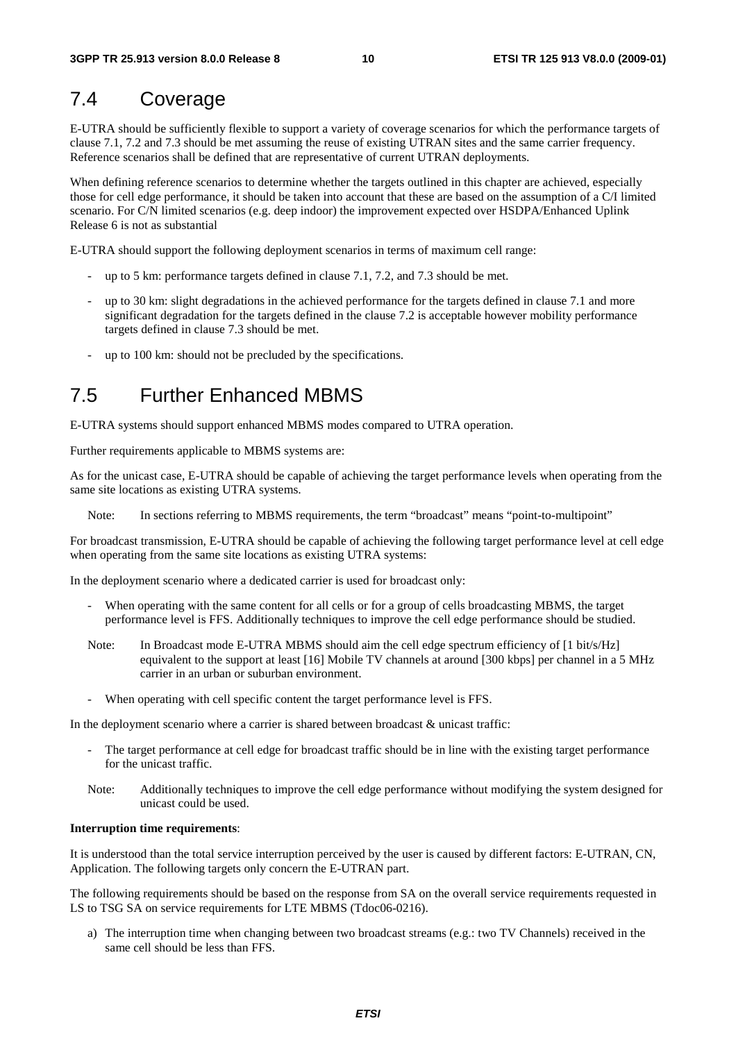## 7.4 Coverage

E-UTRA should be sufficiently flexible to support a variety of coverage scenarios for which the performance targets of clause 7.1, 7.2 and 7.3 should be met assuming the reuse of existing UTRAN sites and the same carrier frequency. Reference scenarios shall be defined that are representative of current UTRAN deployments.

When defining reference scenarios to determine whether the targets outlined in this chapter are achieved, especially those for cell edge performance, it should be taken into account that these are based on the assumption of a C/I limited scenario. For C/N limited scenarios (e.g. deep indoor) the improvement expected over HSDPA/Enhanced Uplink Release 6 is not as substantial

E-UTRA should support the following deployment scenarios in terms of maximum cell range:

- up to 5 km: performance targets defined in clause 7.1, 7.2, and 7.3 should be met.
- up to 30 km: slight degradations in the achieved performance for the targets defined in clause 7.1 and more significant degradation for the targets defined in the clause 7.2 is acceptable however mobility performance targets defined in clause 7.3 should be met.
- up to 100 km: should not be precluded by the specifications.

## 7.5 Further Enhanced MBMS

E-UTRA systems should support enhanced MBMS modes compared to UTRA operation.

Further requirements applicable to MBMS systems are:

As for the unicast case, E-UTRA should be capable of achieving the target performance levels when operating from the same site locations as existing UTRA systems.

Note: In sections referring to MBMS requirements, the term "broadcast" means "point-to-multipoint"

For broadcast transmission, E-UTRA should be capable of achieving the following target performance level at cell edge when operating from the same site locations as existing UTRA systems:

In the deployment scenario where a dedicated carrier is used for broadcast only:

- When operating with the same content for all cells or for a group of cells broadcasting MBMS, the target performance level is FFS. Additionally techniques to improve the cell edge performance should be studied.

Note: In Broadcast mode E-UTRA MBMS should aim the cell edge spectrum efficiency of [1 bit/s/Hz] equivalent to the support at least [16] Mobile TV channels at around [300 kbps] per channel in a 5 MHz carrier in an urban or suburban environment.

- When operating with cell specific content the target performance level is FFS.

In the deployment scenario where a carrier is shared between broadcast & unicast traffic:

- The target performance at cell edge for broadcast traffic should be in line with the existing target performance for the unicast traffic.

Note: Additionally techniques to improve the cell edge performance without modifying the system designed for unicast could be used.

**Interruption time requirements**:

It is understood than the total service interruption perceived by the user is caused by different factors: E-UTRAN, CN, Application. The following targets only concern the E-UTRAN part.

The following requirements should be based on the response from SA on the overall service requirements requested in LS to TSG SA on service requirements for LTE MBMS (Tdoc06-0216).

a) The interruption time when changing between two broadcast streams (e.g.: two TV Channels) received in the same cell should be less than FFS.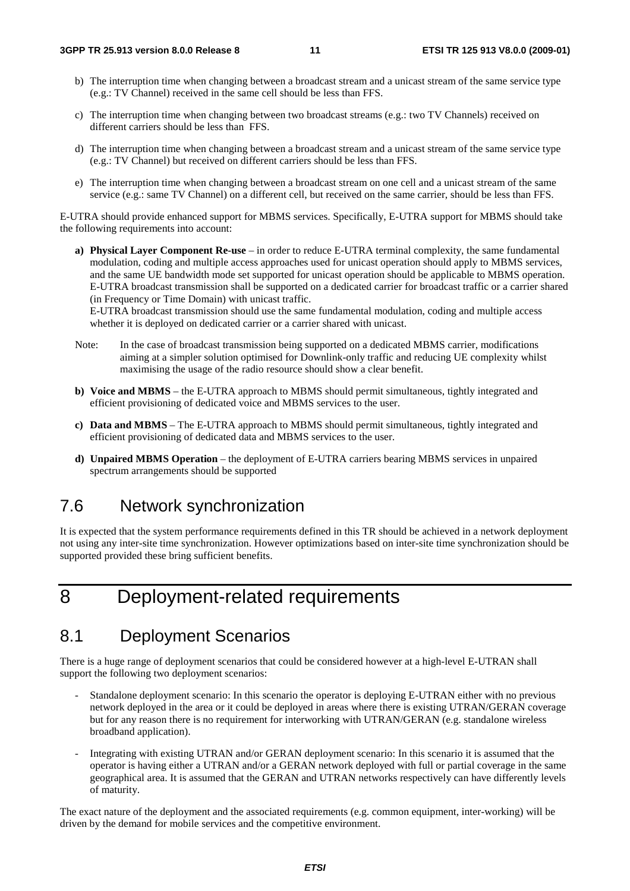b) The interruption time when changing between a broadcast stream and a unicast stream of the same service type (e.g.: TV Channel) received in the same cell should be less than FFS.

c) The interruption time when changing between two broadcast streams (e.g.: two TV Channels) received on different carriers should be less than FFS.

d) The interruption time when changing between a broadcast stream and a unicast stream of the same service type (e.g.: TV Channel) but received on different carriers should be less than FFS.

e) The interruption time when changing between a broadcast stream on one cell and a unicast stream of the same service (e.g.: same TV Channel) on a different cell, but received on the same carrier, should be less than FFS.

E-UTRA should provide enhanced support for MBMS services. Specifically, E-UTRA support for MBMS should take the following requirements into account:

**a) Physical Layer Component Re-use** – in order to reduce E-UTRA terminal complexity, the same fundamental modulation, coding and multiple access approaches used for unicast operation should apply to MBMS services, and the same UE bandwidth mode set supported for unicast operation should be applicable to MBMS operation. E-UTRA broadcast transmission shall be supported on a dedicated carrier for broadcast traffic or a carrier shared (in Frequency or Time Domain) with unicast traffic.
E-UTRA broadcast transmission should use the same fundamental modulation, coding and multiple access whether it is deployed on dedicated carrier or a carrier shared with unicast.

Note: In the case of broadcast transmission being supported on a dedicated MBMS carrier, modifications aiming at a simpler solution optimised for Downlink-only traffic and reducing UE complexity whilst maximising the usage of the radio resource should show a clear benefit.

**b) Voice and MBMS** – the E-UTRA approach to MBMS should permit simultaneous, tightly integrated and efficient provisioning of dedicated voice and MBMS services to the user.

**c) Data and MBMS** – The E-UTRA approach to MBMS should permit simultaneous, tightly integrated and efficient provisioning of dedicated data and MBMS services to the user.

**d) Unpaired MBMS Operation** – the deployment of E-UTRA carriers bearing MBMS services in unpaired spectrum arrangements should be supported

## 7.6 Network synchronization

It is expected that the system performance requirements defined in this TR should be achieved in a network deployment not using any inter-site time synchronization. However optimizations based on inter-site time synchronization should be supported provided these bring sufficient benefits.

# 8 Deployment-related requirements

## 8.1 Deployment Scenarios

There is a huge range of deployment scenarios that could be considered however at a high-level E-UTRAN shall support the following two deployment scenarios:

- Standalone deployment scenario: In this scenario the operator is deploying E-UTRAN either with no previous network deployed in the area or it could be deployed in areas where there is existing UTRAN/GERAN coverage but for any reason there is no requirement for interworking with UTRAN/GERAN (e.g. standalone wireless broadband application).

- Integrating with existing UTRAN and/or GERAN deployment scenario: In this scenario it is assumed that the operator is having either a UTRAN and/or a GERAN network deployed with full or partial coverage in the same geographical area. It is assumed that the GERAN and UTRAN networks respectively can have differently levels of maturity.

The exact nature of the deployment and the associated requirements (e.g. common equipment, inter-working) will be driven by the demand for mobile services and the competitive environment.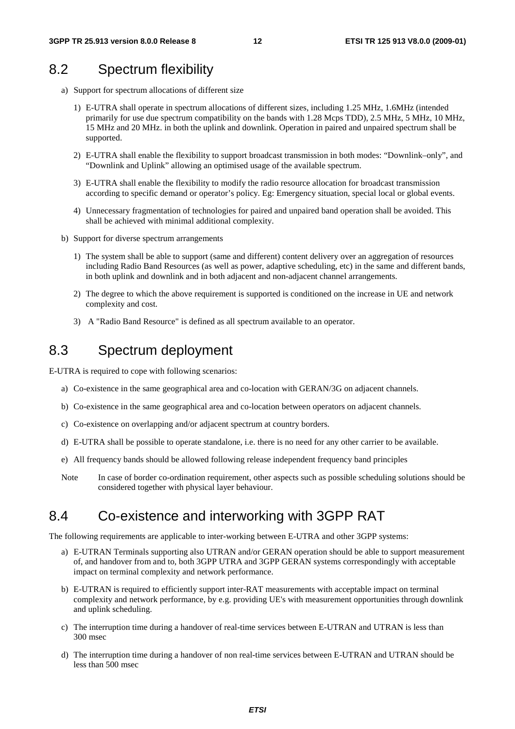## 8.2 Spectrum flexibility

a) Support for spectrum allocations of different size

   1) E-UTRA shall operate in spectrum allocations of different sizes, including 1.25 MHz, 1.6MHz (intended primarily for use due spectrum compatibility on the bands with 1.28 Mcps TDD), 2.5 MHz, 5 MHz, 10 MHz, 15 MHz and 20 MHz. in both the uplink and downlink. Operation in paired and unpaired spectrum shall be supported.

   2) E-UTRA shall enable the flexibility to support broadcast transmission in both modes: "Downlink–only", and "Downlink and Uplink" allowing an optimised usage of the available spectrum.

   3) E-UTRA shall enable the flexibility to modify the radio resource allocation for broadcast transmission according to specific demand or operator's policy. Eg: Emergency situation, special local or global events.

   4) Unnecessary fragmentation of technologies for paired and unpaired band operation shall be avoided. This shall be achieved with minimal additional complexity.

b) Support for diverse spectrum arrangements

   1) The system shall be able to support (same and different) content delivery over an aggregation of resources including Radio Band Resources (as well as power, adaptive scheduling, etc) in the same and different bands, in both uplink and downlink and in both adjacent and non-adjacent channel arrangements.

   2) The degree to which the above requirement is supported is conditioned on the increase in UE and network complexity and cost.

   3) A "Radio Band Resource" is defined as all spectrum available to an operator.

## 8.3 Spectrum deployment

E-UTRA is required to cope with following scenarios:

a) Co-existence in the same geographical area and co-location with GERAN/3G on adjacent channels.

b) Co-existence in the same geographical area and co-location between operators on adjacent channels.

c) Co-existence on overlapping and/or adjacent spectrum at country borders.

d) E-UTRA shall be possible to operate standalone, i.e. there is no need for any other carrier to be available.

e) All frequency bands should be allowed following release independent frequency band principles

Note In case of border co-ordination requirement, other aspects such as possible scheduling solutions should be considered together with physical layer behaviour.

## 8.4 Co-existence and interworking with 3GPP RAT

The following requirements are applicable to inter-working between E-UTRA and other 3GPP systems:

a) E-UTRAN Terminals supporting also UTRAN and/or GERAN operation should be able to support measurement of, and handover from and to, both 3GPP UTRA and 3GPP GERAN systems correspondingly with acceptable impact on terminal complexity and network performance.

b) E-UTRAN is required to efficiently support inter-RAT measurements with acceptable impact on terminal complexity and network performance, by e.g. providing UE's with measurement opportunities through downlink and uplink scheduling.

c) The interruption time during a handover of real-time services between E-UTRAN and UTRAN is less than 300 msec

d) The interruption time during a handover of non real-time services between E-UTRAN and UTRAN should be less than 500 msec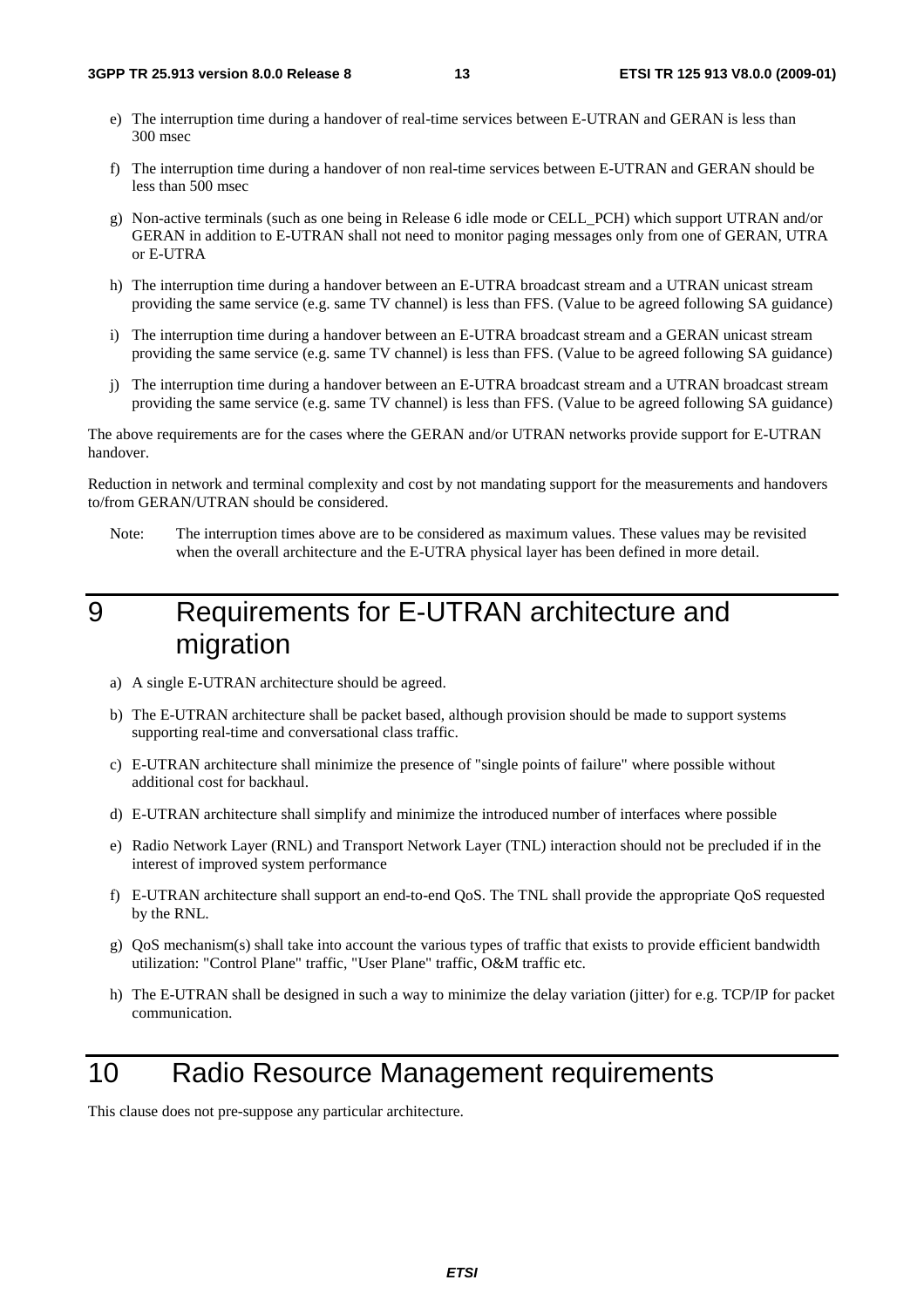e) The interruption time during a handover of real-time services between E-UTRAN and GERAN is less than 300 msec

f) The interruption time during a handover of non real-time services between E-UTRAN and GERAN should be less than 500 msec

g) Non-active terminals (such as one being in Release 6 idle mode or CELL_PCH) which support UTRAN and/or GERAN in addition to E-UTRAN shall not need to monitor paging messages only from one of GERAN, UTRA or E-UTRA

h) The interruption time during a handover between an E-UTRA broadcast stream and a UTRAN unicast stream providing the same service (e.g. same TV channel) is less than FFS. (Value to be agreed following SA guidance)

i) The interruption time during a handover between an E-UTRA broadcast stream and a GERAN unicast stream providing the same service (e.g. same TV channel) is less than FFS. (Value to be agreed following SA guidance)

j) The interruption time during a handover between an E-UTRA broadcast stream and a UTRAN broadcast stream providing the same service (e.g. same TV channel) is less than FFS. (Value to be agreed following SA guidance)

The above requirements are for the cases where the GERAN and/or UTRAN networks provide support for E-UTRAN handover.

Reduction in network and terminal complexity and cost by not mandating support for the measurements and handovers to/from GERAN/UTRAN should be considered.

Note: The interruption times above are to be considered as maximum values. These values may be revisited when the overall architecture and the E-UTRA physical layer has been defined in more detail.

# 9 Requirements for E-UTRAN architecture and migration

a) A single E-UTRAN architecture should be agreed.

b) The E-UTRAN architecture shall be packet based, although provision should be made to support systems supporting real-time and conversational class traffic.

c) E-UTRAN architecture shall minimize the presence of "single points of failure" where possible without additional cost for backhaul.

d) E-UTRAN architecture shall simplify and minimize the introduced number of interfaces where possible

e) Radio Network Layer (RNL) and Transport Network Layer (TNL) interaction should not be precluded if in the interest of improved system performance

f) E-UTRAN architecture shall support an end-to-end QoS. The TNL shall provide the appropriate QoS requested by the RNL.

g) QoS mechanism(s) shall take into account the various types of traffic that exists to provide efficient bandwidth utilization: "Control Plane" traffic, "User Plane" traffic, O&M traffic etc.

h) The E-UTRAN shall be designed in such a way to minimize the delay variation (jitter) for e.g. TCP/IP for packet communication.

# 10 Radio Resource Management requirements

This clause does not pre-suppose any particular architecture.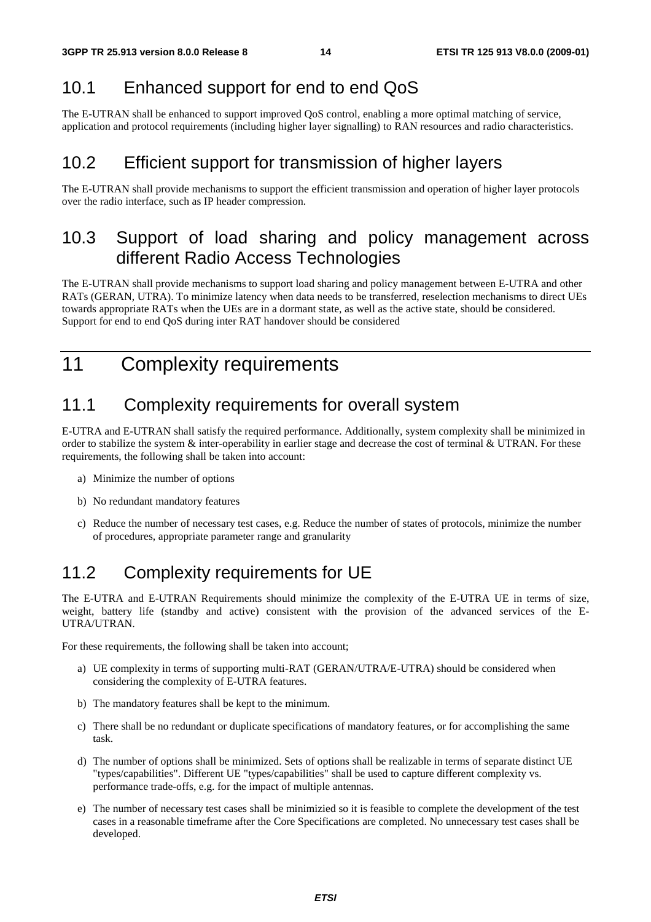## 10.1 Enhanced support for end to end QoS

The E-UTRAN shall be enhanced to support improved QoS control, enabling a more optimal matching of service, application and protocol requirements (including higher layer signalling) to RAN resources and radio characteristics.

## 10.2 Efficient support for transmission of higher layers

The E-UTRAN shall provide mechanisms to support the efficient transmission and operation of higher layer protocols over the radio interface, such as IP header compression.

## 10.3 Support of load sharing and policy management across different Radio Access Technologies

The E-UTRAN shall provide mechanisms to support load sharing and policy management between E-UTRA and other RATs (GERAN, UTRA). To minimize latency when data needs to be transferred, reselection mechanisms to direct UEs towards appropriate RATs when the UEs are in a dormant state, as well as the active state, should be considered. Support for end to end QoS during inter RAT handover should be considered

# 11 Complexity requirements

## 11.1 Complexity requirements for overall system

E-UTRA and E-UTRAN shall satisfy the required performance. Additionally, system complexity shall be minimized in order to stabilize the system & inter-operability in earlier stage and decrease the cost of terminal & UTRAN. For these requirements, the following shall be taken into account:

a) Minimize the number of options

b) No redundant mandatory features

c) Reduce the number of necessary test cases, e.g. Reduce the number of states of protocols, minimize the number of procedures, appropriate parameter range and granularity

## 11.2 Complexity requirements for UE

The E-UTRA and E-UTRAN Requirements should minimize the complexity of the E-UTRA UE in terms of size, weight, battery life (standby and active) consistent with the provision of the advanced services of the E-UTRA/UTRAN.

For these requirements, the following shall be taken into account;

a) UE complexity in terms of supporting multi-RAT (GERAN/UTRA/E-UTRA) should be considered when considering the complexity of E-UTRA features.

b) The mandatory features shall be kept to the minimum.

c) There shall be no redundant or duplicate specifications of mandatory features, or for accomplishing the same task.

d) The number of options shall be minimized. Sets of options shall be realizable in terms of separate distinct UE "types/capabilities". Different UE "types/capabilities" shall be used to capture different complexity vs. performance trade-offs, e.g. for the impact of multiple antennas.

e) The number of necessary test cases shall be minimizied so it is feasible to complete the development of the test cases in a reasonable timeframe after the Core Specifications are completed. No unnecessary test cases shall be developed.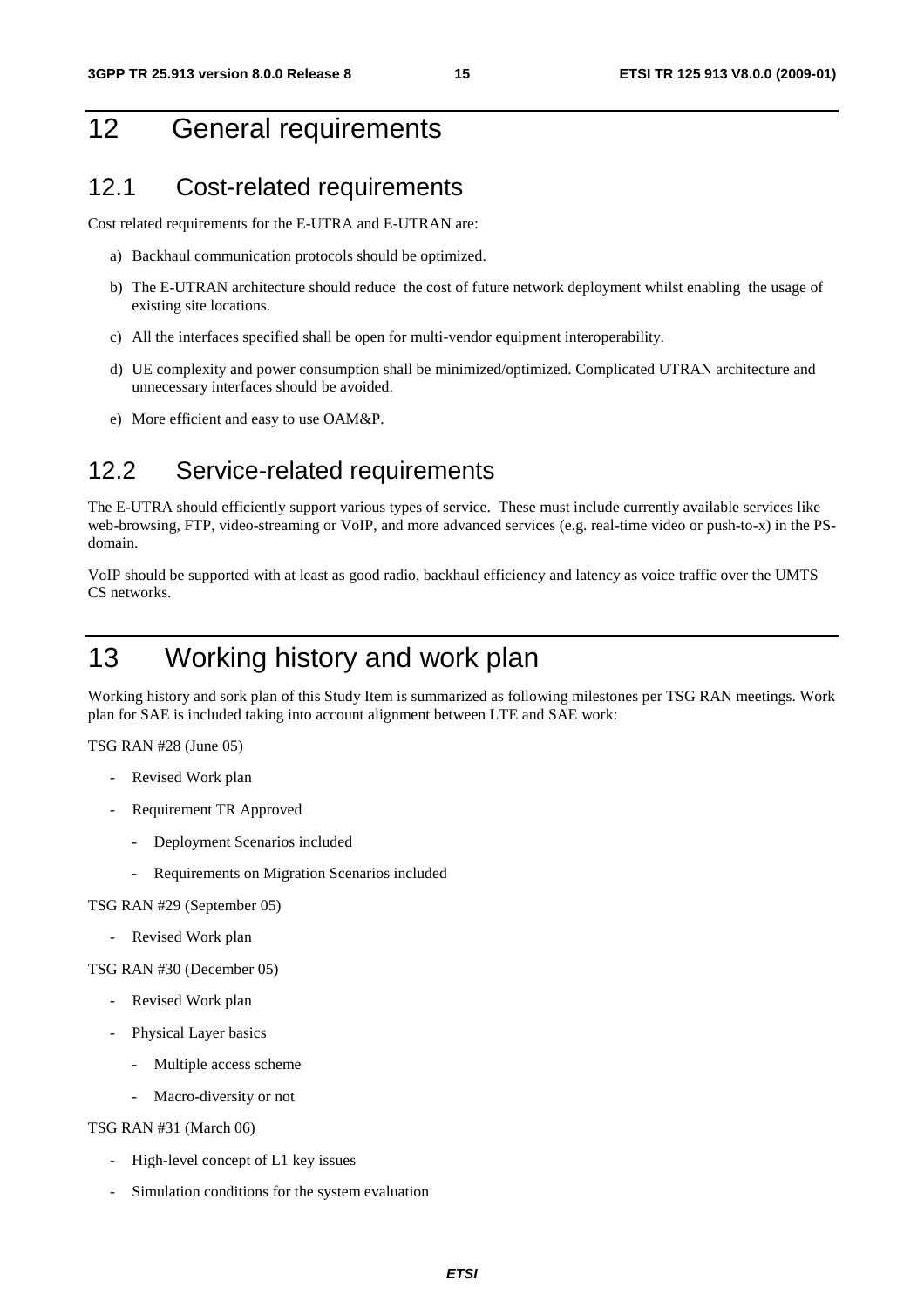# 12 General requirements

## 12.1 Cost-related requirements

Cost related requirements for the E-UTRA and E-UTRAN are:

a) Backhaul communication protocols should be optimized.

b) The E-UTRAN architecture should reduce the cost of future network deployment whilst enabling the usage of existing site locations.

c) All the interfaces specified shall be open for multi-vendor equipment interoperability.

d) UE complexity and power consumption shall be minimized/optimized. Complicated UTRAN architecture and unnecessary interfaces should be avoided.

e) More efficient and easy to use OAM&P.

## 12.2 Service-related requirements

The E-UTRA should efficiently support various types of service. These must include currently available services like web-browsing, FTP, video-streaming or VoIP, and more advanced services (e.g. real-time video or push-to-x) in the PS-domain.

VoIP should be supported with at least as good radio, backhaul efficiency and latency as voice traffic over the UMTS CS networks.

# 13 Working history and work plan

Working history and sork plan of this Study Item is summarized as following milestones per TSG RAN meetings. Work plan for SAE is included taking into account alignment between LTE and SAE work:

TSG RAN #28 (June 05)

- Revised Work plan
- Requirement TR Approved
  - Deployment Scenarios included
  - Requirements on Migration Scenarios included

TSG RAN #29 (September 05)

- Revised Work plan

TSG RAN #30 (December 05)

- Revised Work plan
- Physical Layer basics
  - Multiple access scheme
  - Macro-diversity or not

TSG RAN #31 (March 06)

- High-level concept of L1 key issues
- Simulation conditions for the system evaluation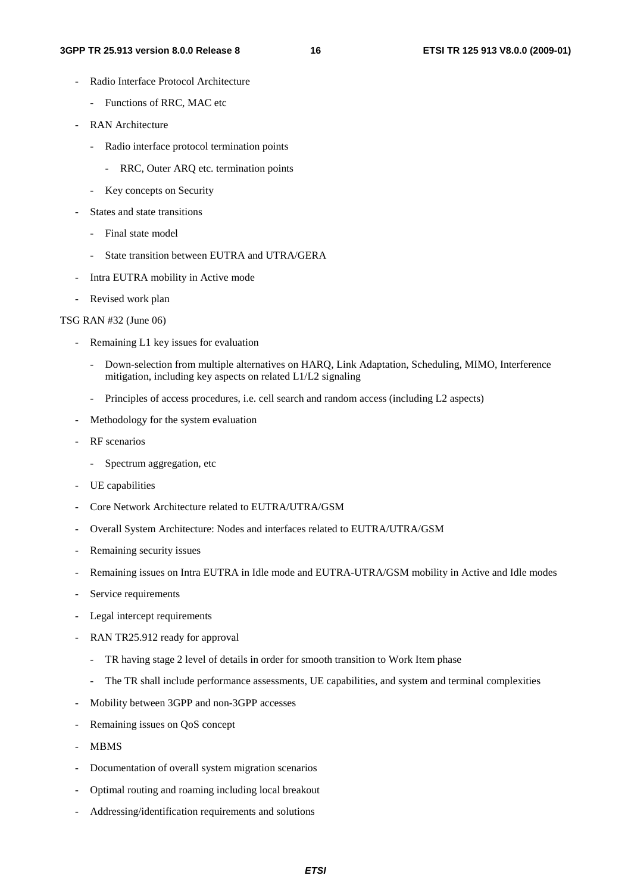- Radio Interface Protocol Architecture
  - Functions of RRC, MAC etc
- RAN Architecture
  - Radio interface protocol termination points
    - RRC, Outer ARQ etc. termination points
  - Key concepts on Security
- States and state transitions
  - Final state model
  - State transition between EUTRA and UTRA/GERA
- Intra EUTRA mobility in Active mode
- Revised work plan

TSG RAN #32 (June 06)

- Remaining L1 key issues for evaluation
  - Down-selection from multiple alternatives on HARQ, Link Adaptation, Scheduling, MIMO, Interference mitigation, including key aspects on related L1/L2 signaling
  - Principles of access procedures, i.e. cell search and random access (including L2 aspects)
- Methodology for the system evaluation
- RF scenarios
  - Spectrum aggregation, etc
- UE capabilities
- Core Network Architecture related to EUTRA/UTRA/GSM
- Overall System Architecture: Nodes and interfaces related to EUTRA/UTRA/GSM
- Remaining security issues
- Remaining issues on Intra EUTRA in Idle mode and EUTRA-UTRA/GSM mobility in Active and Idle modes
- Service requirements
- Legal intercept requirements
- RAN TR25.912 ready for approval
  - TR having stage 2 level of details in order for smooth transition to Work Item phase
  - The TR shall include performance assessments, UE capabilities, and system and terminal complexities
- Mobility between 3GPP and non-3GPP accesses
- Remaining issues on QoS concept
- MBMS
- Documentation of overall system migration scenarios
- Optimal routing and roaming including local breakout
- Addressing/identification requirements and solutions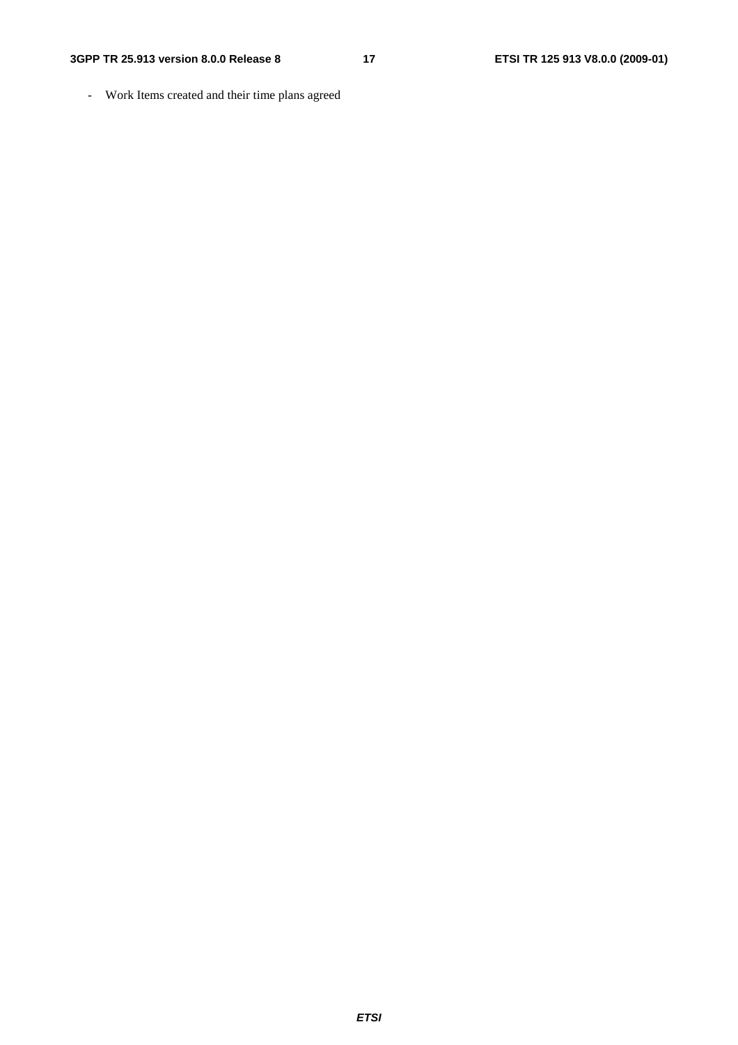- Work Items created and their time plans agreed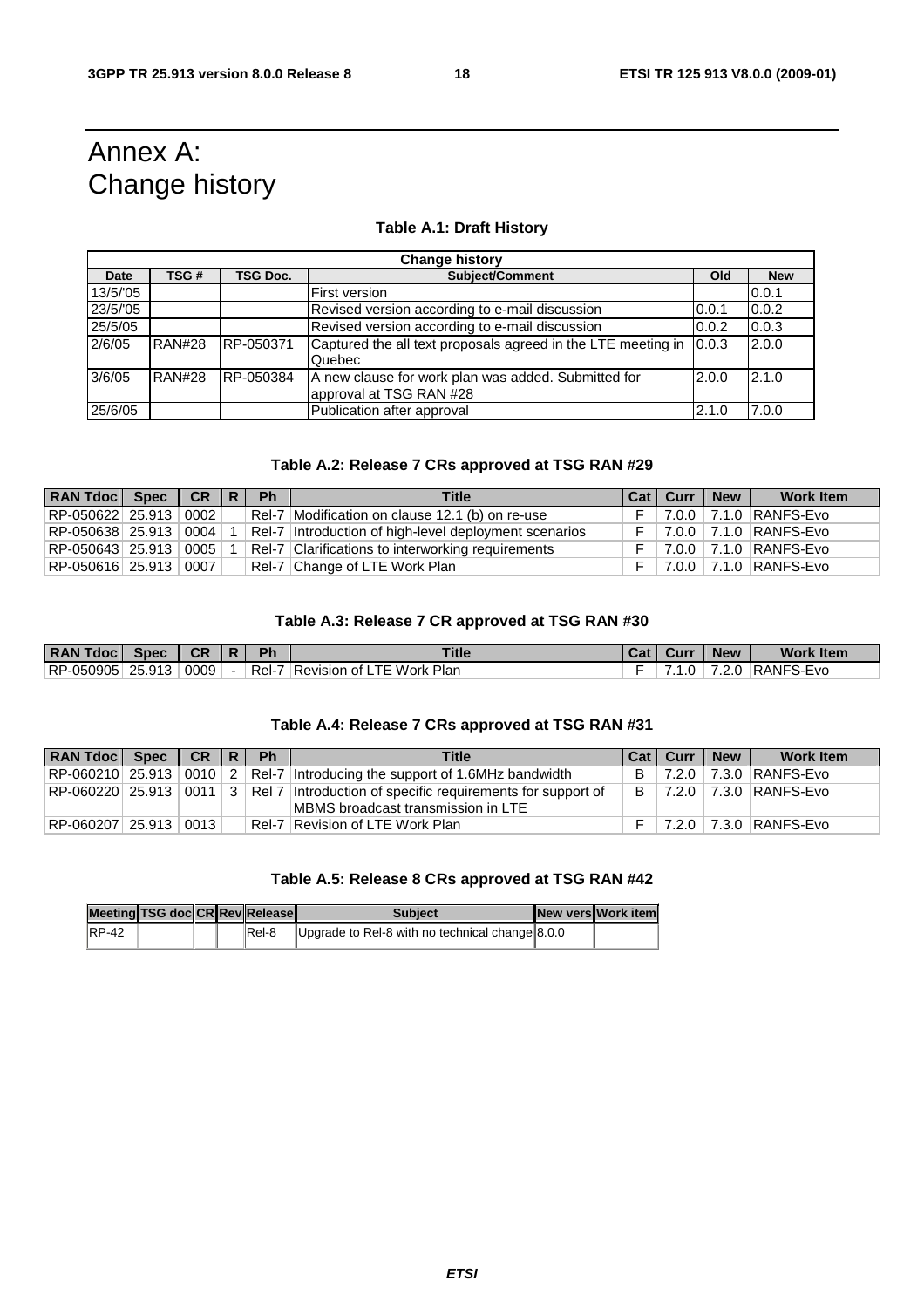# Annex A: Change history

**Table A.1: Draft History**

| Change history | | | | | |
|---|---|---|---|---|---|
| **Date** | **TSG #** | **TSG Doc.** | **Subject/Comment** | **Old** | **New** |
| 13/5/'05 | | | First version | | 0.0.1 |
| 23/5/'05 | | | Revised version according to e-mail discussion | 0.0.1 | 0.0.2 |
| 25/5/05 | | | Revised version according to e-mail discussion | 0.0.2 | 0.0.3 |
| 2/6/05 | RAN#28 | RP-050371 | Captured the all text proposals agreed in the LTE meeting in Quebec | 0.0.3 | 2.0.0 |
| 3/6/05 | RAN#28 | RP-050384 | A new clause for work plan was added. Submitted for approval at TSG RAN #28 | 2.0.0 | 2.1.0 |
| 25/6/05 | | | Publication after approval | 2.1.0 | 7.0.0 |

**Table A.2: Release 7 CRs approved at TSG RAN #29**

| RAN Tdoc | Spec | CR | R | Ph | Title | Cat | Curr | New | Work Item |
|---|---|---|---|---|---|---|---|---|---|
| RP-050622 | 25.913 | 0002 | | Rel-7 | Modification on clause 12.1 (b) on re-use | F | 7.0.0 | 7.1.0 | RANFS-Evo |
| RP-050638 | 25.913 | 0004 | 1 | Rel-7 | Introduction of high-level deployment scenarios | F | 7.0.0 | 7.1.0 | RANFS-Evo |
| RP-050643 | 25.913 | 0005 | 1 | Rel-7 | Clarifications to interworking requirements | F | 7.0.0 | 7.1.0 | RANFS-Evo |
| RP-050616 | 25.913 | 0007 | | Rel-7 | Change of LTE Work Plan | F | 7.0.0 | 7.1.0 | RANFS-Evo |

**Table A.3: Release 7 CR approved at TSG RAN #30**

| RAN Tdoc | Spec | CR | R | Ph | Title | Cat | Curr | New | Work Item |
|---|---|---|---|---|---|---|---|---|---|
| RP-050905 | 25.913 | 0009 | - | Rel-7 | Revision of LTE Work Plan | F | 7.1.0 | 7.2.0 | RANFS-Evo |

**Table A.4: Release 7 CRs approved at TSG RAN #31**

| RAN Tdoc | Spec | CR | R | Ph | Title | Cat | Curr | New | Work Item |
|---|---|---|---|---|---|---|---|---|---|
| RP-060210 | 25.913 | 0010 | 2 | Rel-7 | Introducing the support of 1.6MHz bandwidth | B | 7.2.0 | 7.3.0 | RANFS-Evo |
| RP-060220 | 25.913 | 0011 | 3 | Rel 7 | Introduction of specific requirements for support of MBMS broadcast transmission in LTE | B | 7.2.0 | 7.3.0 | RANFS-Evo |
| RP-060207 | 25.913 | 0013 | | Rel-7 | Revision of LTE Work Plan | F | 7.2.0 | 7.3.0 | RANFS-Evo |

**Table A.5: Release 8 CRs approved at TSG RAN #42**

| Meeting | TSG doc | CR | Rev | Release | Subject | New vers | Work item |
|---|---|---|---|---|---|---|---|
| RP-42 | | | | Rel-8 | Upgrade to Rel-8 with no technical change | 8.0.0 | |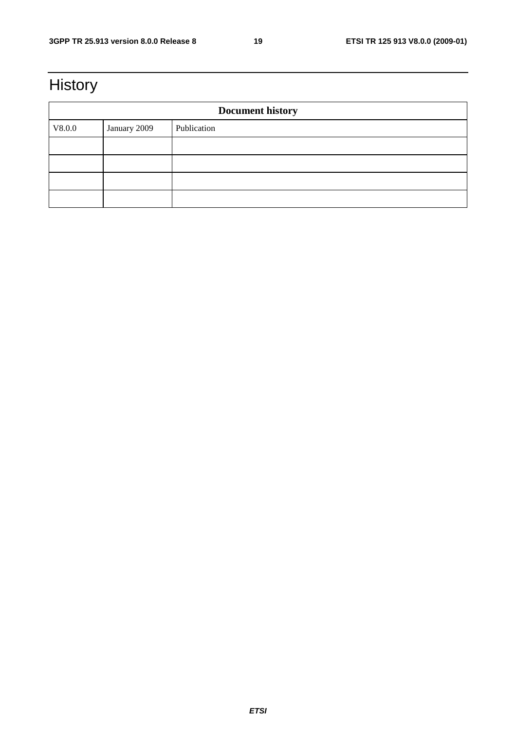# History

| Document history | | |
|---|---|---|
| V8.0.0 | January 2009 | Publication |
| | | |
| | | |
| | | |
| | | |